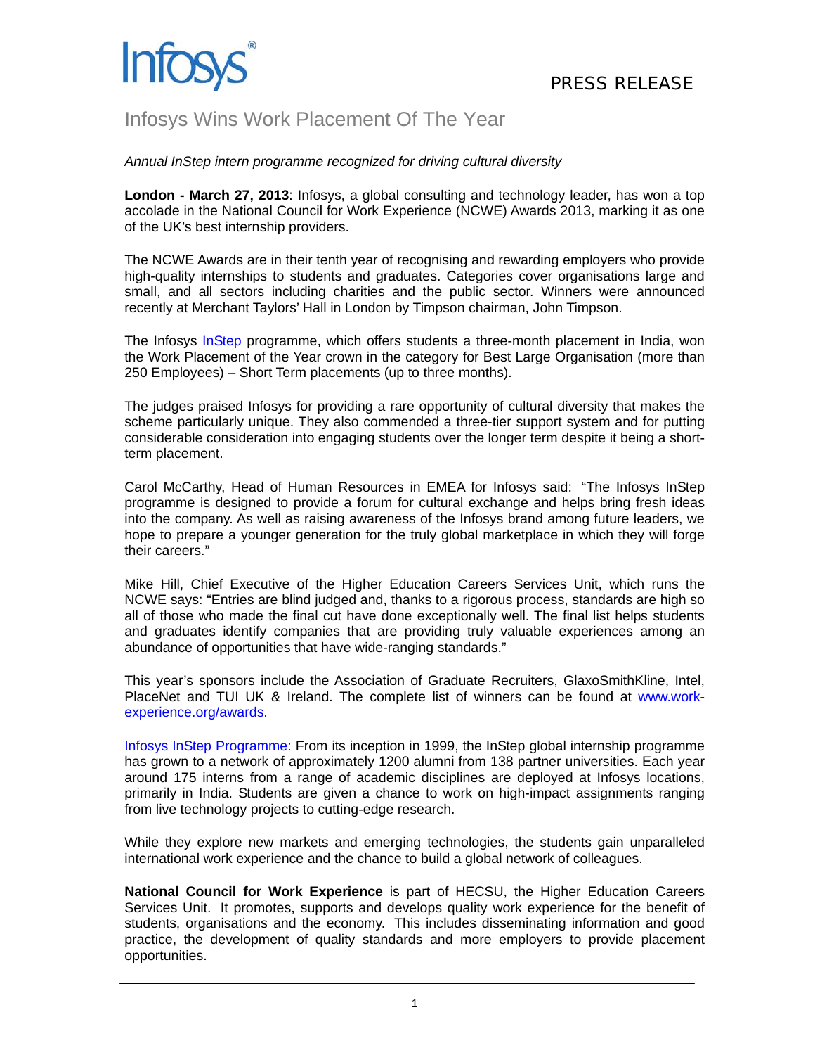Infosys

PRESS RELEASE

# Infosys Wins Work Placement Of The Year

*Annual InStep intern programme recognized for driving cultural diversity*

**London - March 27, 2013**: Infosys, a global consulting and technology leader, has won a top accolade in the National Council for Work Experience (NCWE) Awards 2013, marking it as one of the UK's best internship providers.

The NCWE Awards are in their tenth year of recognising and rewarding employers who provide high-quality internships to students and graduates. Categories cover organisations large and small, and all sectors including charities and the public sector. Winners were announced recently at Merchant Taylors' Hall in London by Timpson chairman, John Timpson.

The Infosys InStep programme, which offers students a three-month placement in India, won the Work Placement of the Year crown in the category for Best Large Organisation (more than 250 Employees) – Short Term placements (up to three months).

The judges praised Infosys for providing a rare opportunity of cultural diversity that makes the scheme particularly unique. They also commended a three-tier support system and for putting considerable consideration into engaging students over the longer term despite it being a short-term placement.

Carol McCarthy, Head of Human Resources in EMEA for Infosys said: "The Infosys InStep programme is designed to provide a forum for cultural exchange and helps bring fresh ideas into the company. As well as raising awareness of the Infosys brand among future leaders, we hope to prepare a younger generation for the truly global marketplace in which they will forge their careers."

Mike Hill, Chief Executive of the Higher Education Careers Services Unit, which runs the NCWE says: "Entries are blind judged and, thanks to a rigorous process, standards are high so all of those who made the final cut have done exceptionally well. The final list helps students and graduates identify companies that are providing truly valuable experiences among an abundance of opportunities that have wide-ranging standards."

This year's sponsors include the Association of Graduate Recruiters, GlaxoSmithKline, Intel, PlaceNet and TUI UK & Ireland. The complete list of winners can be found at www.work-experience.org/awards.

Infosys InStep Programme: From its inception in 1999, the InStep global internship programme has grown to a network of approximately 1200 alumni from 138 partner universities. Each year around 175 interns from a range of academic disciplines are deployed at Infosys locations, primarily in India. Students are given a chance to work on high-impact assignments ranging from live technology projects to cutting-edge research.

While they explore new markets and emerging technologies, the students gain unparalleled international work experience and the chance to build a global network of colleagues.

**National Council for Work Experience** is part of HECSU, the Higher Education Careers Services Unit. It promotes, supports and develops quality work experience for the benefit of students, organisations and the economy. This includes disseminating information and good practice, the development of quality standards and more employers to provide placement opportunities.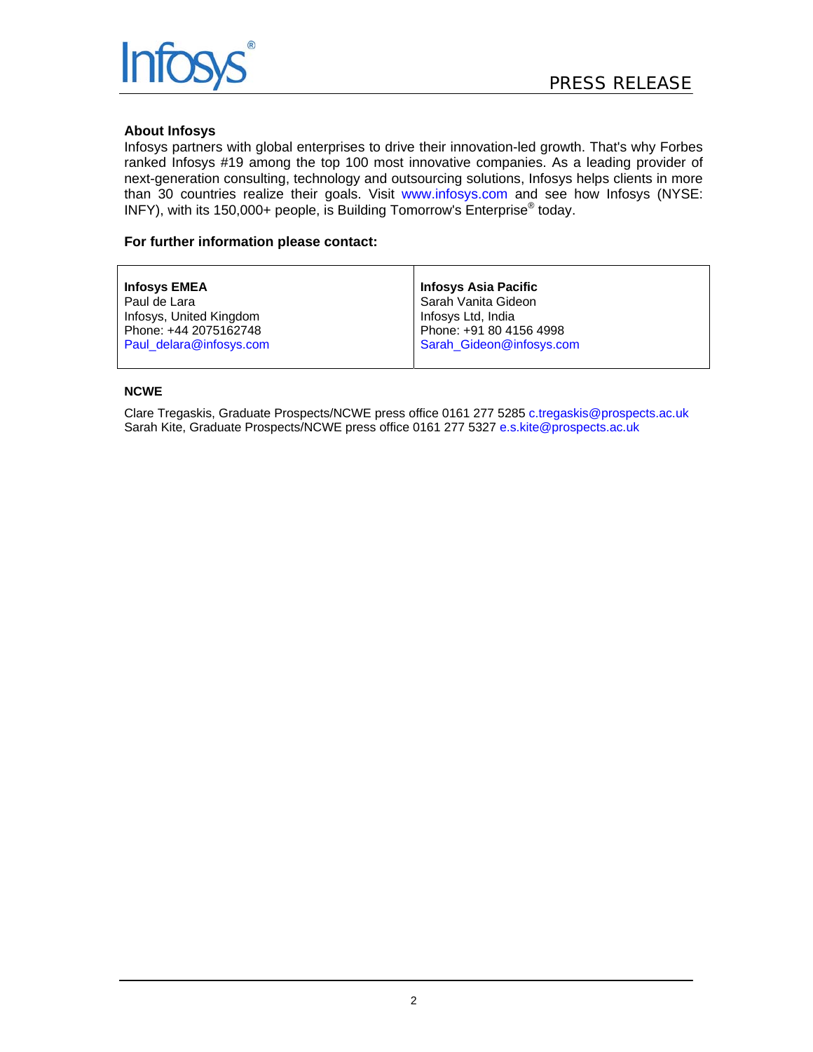**About Infosys**

Infosys partners with global enterprises to drive their innovation-led growth. That's why Forbes ranked Infosys #19 among the top 100 most innovative companies. As a leading provider of next-generation consulting, technology and outsourcing solutions, Infosys helps clients in more than 30 countries realize their goals. Visit www.infosys.com and see how Infosys (NYSE: INFY), with its 150,000+ people, is Building Tomorrow's Enterprise® today.

**For further information please contact:**

| | |
|---|---|
| **Infosys EMEA**<br>Paul de Lara<br>Infosys, United Kingdom<br>Phone: +44 2075162748<br>Paul_delara@infosys.com | **Infosys Asia Pacific**<br>Sarah Vanita Gideon<br>Infosys Ltd, India<br>Phone: +91 80 4156 4998<br>Sarah_Gideon@infosys.com |

**NCWE**

Clare Tregaskis, Graduate Prospects/NCWE press office 0161 277 5285 c.tregaskis@prospects.ac.uk
Sarah Kite, Graduate Prospects/NCWE press office 0161 277 5327 e.s.kite@prospects.ac.uk